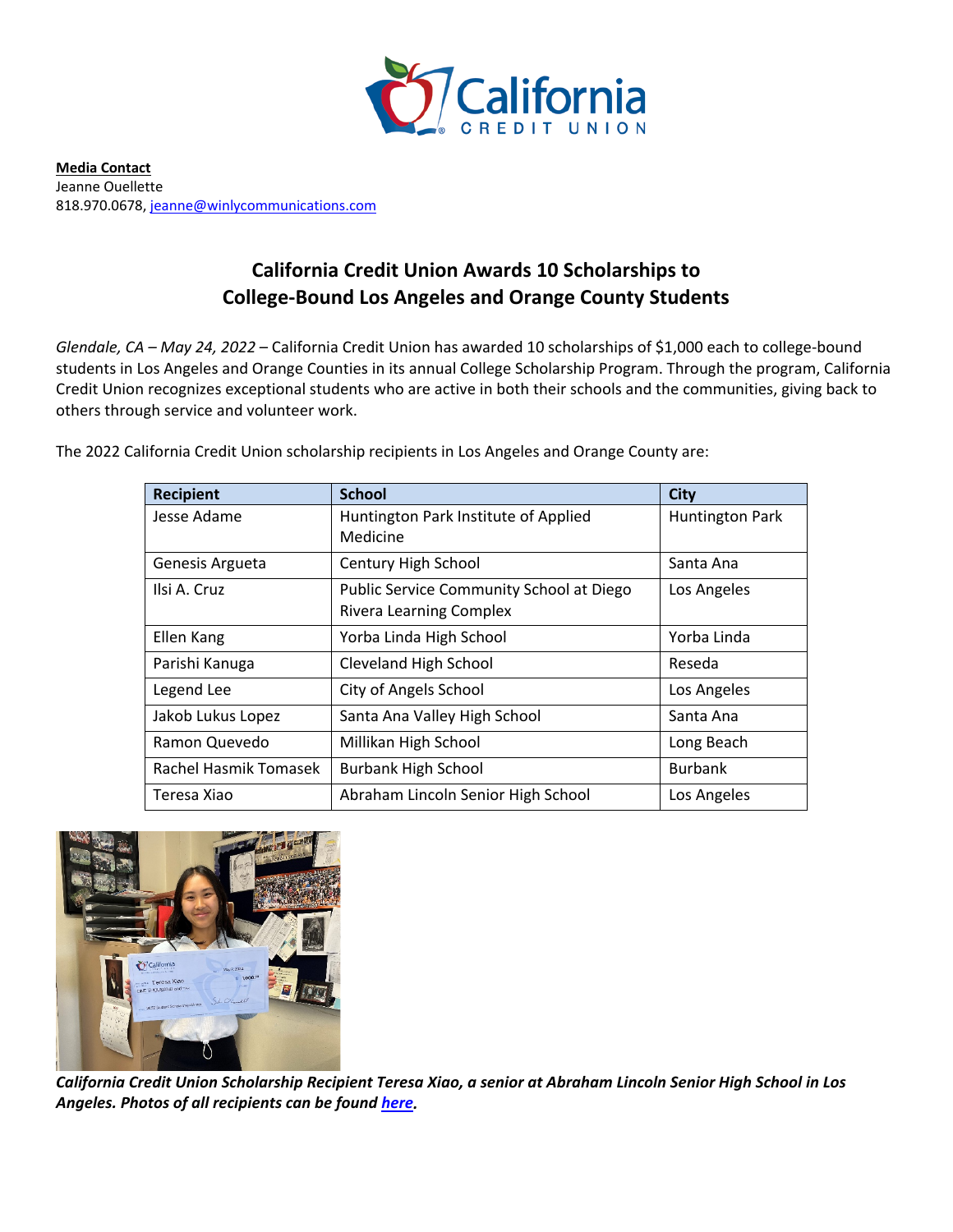**Media Contact**
Jeanne Ouellette
818.970.0678, jeanne@winlycommunications.com

## California Credit Union Awards 10 Scholarships to College-Bound Los Angeles and Orange County Students

*Glendale, CA – May 24, 2022* – California Credit Union has awarded 10 scholarships of $1,000 each to college-bound students in Los Angeles and Orange Counties in its annual College Scholarship Program. Through the program, California Credit Union recognizes exceptional students who are active in both their schools and the communities, giving back to others through service and volunteer work.

The 2022 California Credit Union scholarship recipients in Los Angeles and Orange County are:

| Recipient | School | City |
|---|---|---|
| Jesse Adame | Huntington Park Institute of Applied Medicine | Huntington Park |
| Genesis Argueta | Century High School | Santa Ana |
| Ilsi A. Cruz | Public Service Community School at Diego Rivera Learning Complex | Los Angeles |
| Ellen Kang | Yorba Linda High School | Yorba Linda |
| Parishi Kanuga | Cleveland High School | Reseda |
| Legend Lee | City of Angels School | Los Angeles |
| Jakob Lukus Lopez | Santa Ana Valley High School | Santa Ana |
| Ramon Quevedo | Millikan High School | Long Beach |
| Rachel Hasmik Tomasek | Burbank High School | Burbank |
| Teresa Xiao | Abraham Lincoln Senior High School | Los Angeles |

***California Credit Union Scholarship Recipient Teresa Xiao, a senior at Abraham Lincoln Senior High School in Los Angeles. Photos of all recipients can be found here.***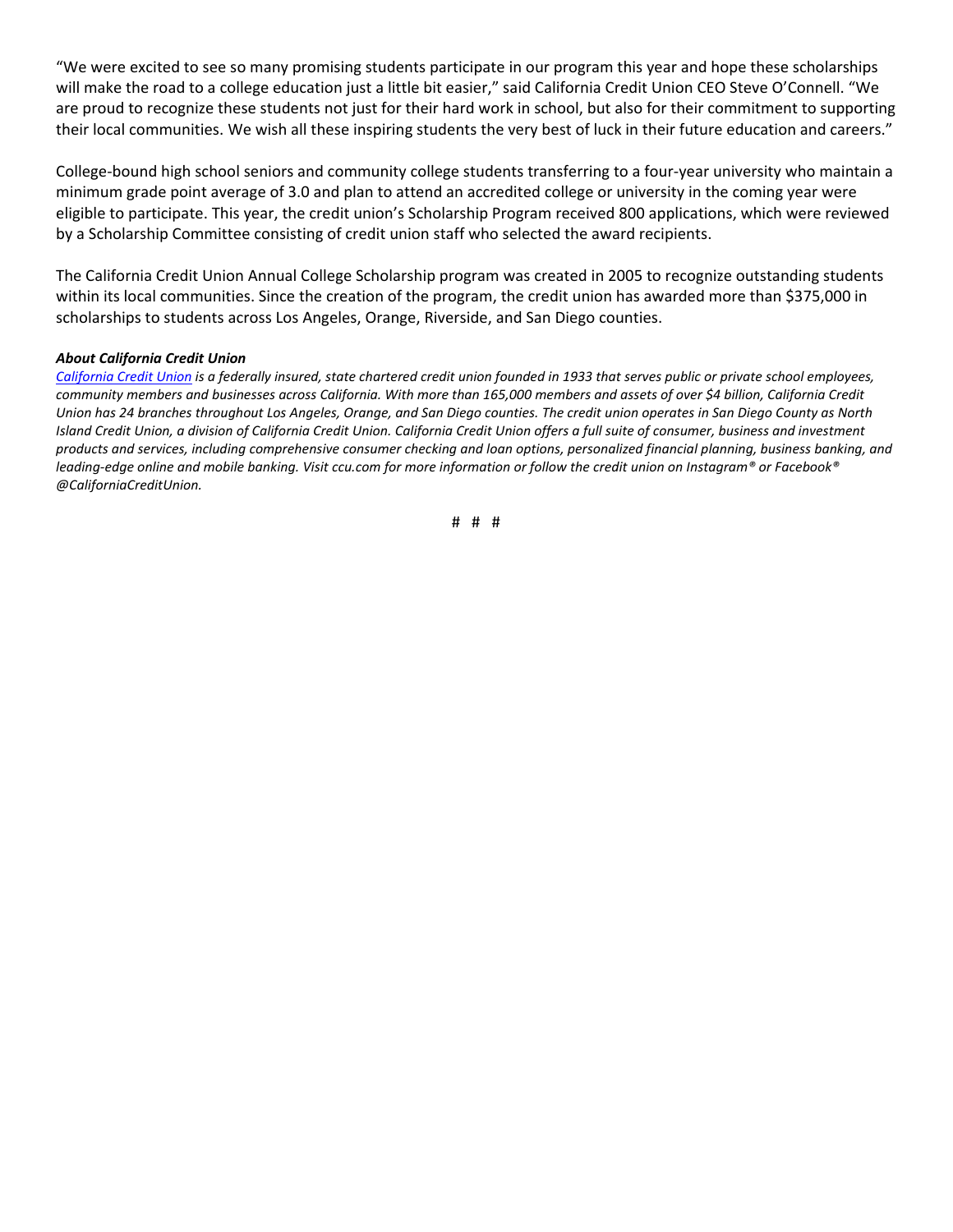"We were excited to see so many promising students participate in our program this year and hope these scholarships will make the road to a college education just a little bit easier," said California Credit Union CEO Steve O'Connell. "We are proud to recognize these students not just for their hard work in school, but also for their commitment to supporting their local communities. We wish all these inspiring students the very best of luck in their future education and careers."

College-bound high school seniors and community college students transferring to a four-year university who maintain a minimum grade point average of 3.0 and plan to attend an accredited college or university in the coming year were eligible to participate. This year, the credit union's Scholarship Program received 800 applications, which were reviewed by a Scholarship Committee consisting of credit union staff who selected the award recipients.

The California Credit Union Annual College Scholarship program was created in 2005 to recognize outstanding students within its local communities. Since the creation of the program, the credit union has awarded more than $375,000 in scholarships to students across Los Angeles, Orange, Riverside, and San Diego counties.

***About California Credit Union***

*California Credit Union is a federally insured, state chartered credit union founded in 1933 that serves public or private school employees, community members and businesses across California. With more than 165,000 members and assets of over $4 billion, California Credit Union has 24 branches throughout Los Angeles, Orange, and San Diego counties. The credit union operates in San Diego County as North Island Credit Union, a division of California Credit Union. California Credit Union offers a full suite of consumer, business and investment products and services, including comprehensive consumer checking and loan options, personalized financial planning, business banking, and leading-edge online and mobile banking. Visit ccu.com for more information or follow the credit union on Instagram® or Facebook® @CaliforniaCreditUnion.*

# # #